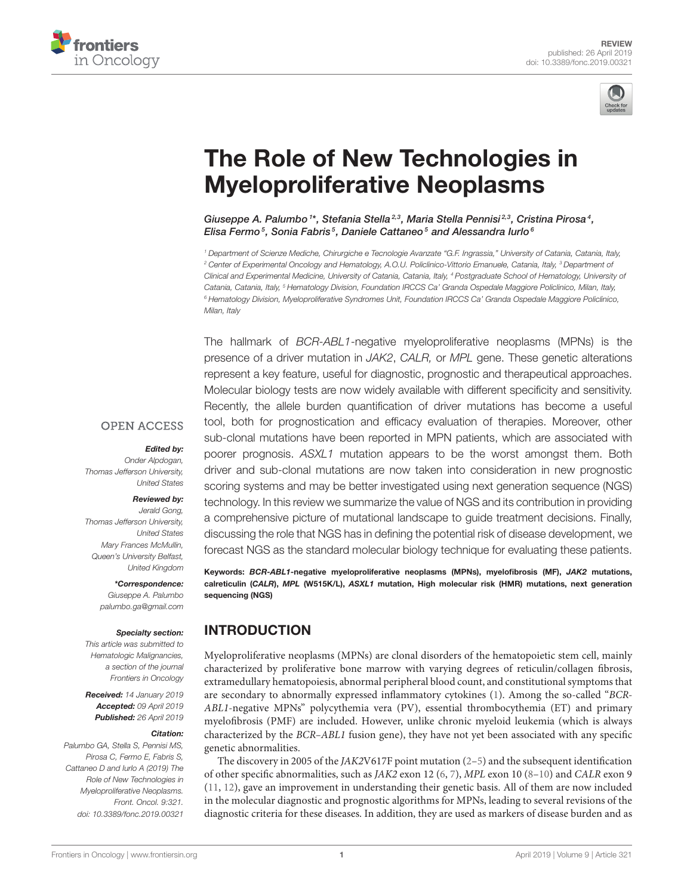REVIEW
published: 26 April 2019
doi: 10.3389/fonc.2019.00321

# The Role of New Technologies in Myeloproliferative Neoplasms

*Giuseppe A. Palumbo[1]*, Stefania Stella[2,3], Maria Stella Pennisi[2,3], Cristina Pirosa[4], Elisa Fermo[5], Sonia Fabris[5], Daniele Cattaneo[5] and Alessandra Iurlo[6]*

[1] Department of Scienze Mediche, Chirurgiche e Tecnologie Avanzate "G.F. Ingrassia," University of Catania, Catania, Italy, [2] Center of Experimental Oncology and Hematology, A.O.U. Policlinico-Vittorio Emanuele, Catania, Italy, [3] Department of Clinical and Experimental Medicine, University of Catania, Catania, Italy, [4] Postgraduate School of Hematology, University of Catania, Catania, Italy, [5] Hematology Division, Foundation IRCCS Ca' Granda Ospedale Maggiore Policlinico, Milan, Italy, [6] Hematology Division, Myeloproliferative Syndromes Unit, Foundation IRCCS Ca' Granda Ospedale Maggiore Policlinico, Milan, Italy

OPEN ACCESS

***Edited by:***
Onder Alpdogan,
Thomas Jefferson University,
United States

***Reviewed by:***
Jerald Gong,
Thomas Jefferson University,
United States
Mary Frances McMullin,
Queen's University Belfast,
United Kingdom

***\*Correspondence:***
Giuseppe A. Palumbo
palumbo.ga@gmail.com

***Specialty section:***
This article was submitted to Hematologic Malignancies, a section of the journal Frontiers in Oncology

***Received:*** 14 January 2019
***Accepted:*** 09 April 2019
***Published:*** 26 April 2019

***Citation:***
Palumbo GA, Stella S, Pennisi MS, Pirosa C, Fermo E, Fabris S, Cattaneo D and Iurlo A (2019) The Role of New Technologies in Myeloproliferative Neoplasms. Front. Oncol. 9:321. doi: 10.3389/fonc.2019.00321

The hallmark of *BCR-ABL1*-negative myeloproliferative neoplasms (MPNs) is the presence of a driver mutation in *JAK2*, *CALR,* or *MPL* gene. These genetic alterations represent a key feature, useful for diagnostic, prognostic and therapeutical approaches. Molecular biology tests are now widely available with different specificity and sensitivity. Recently, the allele burden quantification of driver mutations has become a useful tool, both for prognostication and efficacy evaluation of therapies. Moreover, other sub-clonal mutations have been reported in MPN patients, which are associated with poorer prognosis. *ASXL1* mutation appears to be the worst amongst them. Both driver and sub-clonal mutations are now taken into consideration in new prognostic scoring systems and may be better investigated using next generation sequence (NGS) technology. In this review we summarize the value of NGS and its contribution in providing a comprehensive picture of mutational landscape to guide treatment decisions. Finally, discussing the role that NGS has in defining the potential risk of disease development, we forecast NGS as the standard molecular biology technique for evaluating these patients.

**Keywords:** ***BCR-ABL1*-negative myeloproliferative neoplasms (MPNs), myelofibrosis (MF), *JAK2* mutations, calreticulin (*CALR*), *MPL* (W515K/L), *ASXL1* mutation, High molecular risk (HMR) mutations, next generation sequencing (NGS)**

## INTRODUCTION

Myeloproliferative neoplasms (MPNs) are clonal disorders of the hematopoietic stem cell, mainly characterized by proliferative bone marrow with varying degrees of reticulin/collagen fibrosis, extramedullary hematopoiesis, abnormal peripheral blood count, and constitutional symptoms that are secondary to abnormally expressed inflammatory cytokines (1). Among the so-called "*BCR-ABL1*-negative MPNs" polycythemia vera (PV), essential thrombocythemia (ET) and primary myelofibrosis (PMF) are included. However, unlike chronic myeloid leukemia (which is always characterized by the *BCR–ABL1* fusion gene), they have not yet been associated with any specific genetic abnormalities.

The discovery in 2005 of the *JAK2*V617F point mutation (2–5) and the subsequent identification of other specific abnormalities, such as *JAK2* exon 12 (6, 7), *MPL* exon 10 (8–10) and *CALR* exon 9 (11, 12), gave an improvement in understanding their genetic basis. All of them are now included in the molecular diagnostic and prognostic algorithms for MPNs, leading to several revisions of the diagnostic criteria for these diseases. In addition, they are used as markers of disease burden and as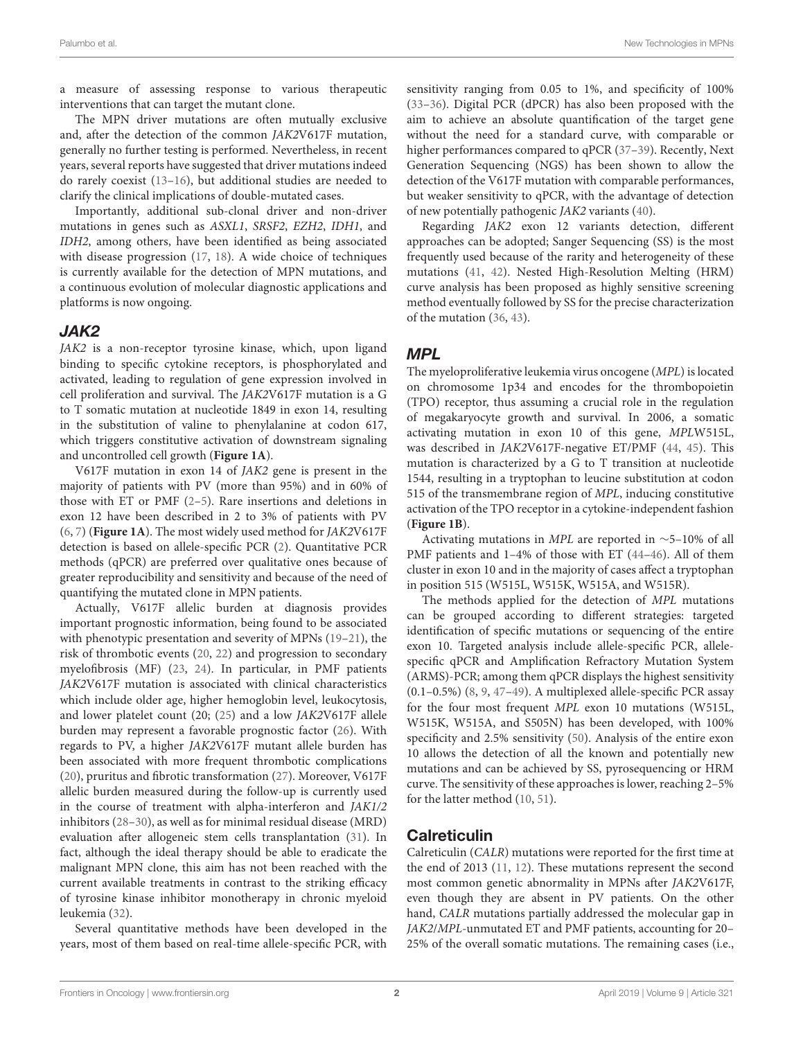a measure of assessing response to various therapeutic interventions that can target the mutant clone.

The MPN driver mutations are often mutually exclusive and, after the detection of the common *JAK2*V617F mutation, generally no further testing is performed. Nevertheless, in recent years, several reports have suggested that driver mutations indeed do rarely coexist (13–16), but additional studies are needed to clarify the clinical implications of double-mutated cases.

Importantly, additional sub-clonal driver and non-driver mutations in genes such as *ASXL1*, *SRSF2*, *EZH2*, *IDH1*, and *IDH2*, among others, have been identified as being associated with disease progression (17, 18). A wide choice of techniques is currently available for the detection of MPN mutations, and a continuous evolution of molecular diagnostic applications and platforms is now ongoing.

## *JAK2*

*JAK2* is a non-receptor tyrosine kinase, which, upon ligand binding to specific cytokine receptors, is phosphorylated and activated, leading to regulation of gene expression involved in cell proliferation and survival. The *JAK2*V617F mutation is a G to T somatic mutation at nucleotide 1849 in exon 14, resulting in the substitution of valine to phenylalanine at codon 617, which triggers constitutive activation of downstream signaling and uncontrolled cell growth (**Figure 1A**).

V617F mutation in exon 14 of *JAK2* gene is present in the majority of patients with PV (more than 95%) and in 60% of those with ET or PMF (2–5). Rare insertions and deletions in exon 12 have been described in 2 to 3% of patients with PV (6, 7) (**Figure 1A**). The most widely used method for *JAK2*V617F detection is based on allele-specific PCR (2). Quantitative PCR methods (qPCR) are preferred over qualitative ones because of greater reproducibility and sensitivity and because of the need of quantifying the mutated clone in MPN patients.

Actually, V617F allelic burden at diagnosis provides important prognostic information, being found to be associated with phenotypic presentation and severity of MPNs (19–21), the risk of thrombotic events (20, 22) and progression to secondary myelofibrosis (MF) (23, 24). In particular, in PMF patients *JAK2*V617F mutation is associated with clinical characteristics which include older age, higher hemoglobin level, leukocytosis, and lower platelet count (20; (25) and a low *JAK2*V617F allele burden may represent a favorable prognostic factor (26). With regards to PV, a higher *JAK2*V617F mutant allele burden has been associated with more frequent thrombotic complications (20), pruritus and fibrotic transformation (27). Moreover, V617F allelic burden measured during the follow-up is currently used in the course of treatment with alpha-interferon and *JAK1/2* inhibitors (28–30), as well as for minimal residual disease (MRD) evaluation after allogeneic stem cells transplantation (31). In fact, although the ideal therapy should be able to eradicate the malignant MPN clone, this aim has not been reached with the current available treatments in contrast to the striking efficacy of tyrosine kinase inhibitor monotherapy in chronic myeloid leukemia (32).

Several quantitative methods have been developed in the years, most of them based on real-time allele-specific PCR, with sensitivity ranging from 0.05 to 1%, and specificity of 100% (33–36). Digital PCR (dPCR) has also been proposed with the aim to achieve an absolute quantification of the target gene without the need for a standard curve, with comparable or higher performances compared to qPCR (37–39). Recently, Next Generation Sequencing (NGS) has been shown to allow the detection of the V617F mutation with comparable performances, but weaker sensitivity to qPCR, with the advantage of detection of new potentially pathogenic *JAK2* variants (40).

Regarding *JAK2* exon 12 variants detection, different approaches can be adopted; Sanger Sequencing (SS) is the most frequently used because of the rarity and heterogeneity of these mutations (41, 42). Nested High-Resolution Melting (HRM) curve analysis has been proposed as highly sensitive screening method eventually followed by SS for the precise characterization of the mutation (36, 43).

## *MPL*

The myeloproliferative leukemia virus oncogene (*MPL*) is located on chromosome 1p34 and encodes for the thrombopoietin (TPO) receptor, thus assuming a crucial role in the regulation of megakaryocyte growth and survival. In 2006, a somatic activating mutation in exon 10 of this gene, *MPL*W515L, was described in *JAK2*V617F-negative ET/PMF (44, 45). This mutation is characterized by a G to T transition at nucleotide 1544, resulting in a tryptophan to leucine substitution at codon 515 of the transmembrane region of *MPL*, inducing constitutive activation of the TPO receptor in a cytokine-independent fashion (**Figure 1B**).

Activating mutations in *MPL* are reported in ∼5–10% of all PMF patients and 1–4% of those with ET (44–46). All of them cluster in exon 10 and in the majority of cases affect a tryptophan in position 515 (W515L, W515K, W515A, and W515R).

The methods applied for the detection of *MPL* mutations can be grouped according to different strategies: targeted identification of specific mutations or sequencing of the entire exon 10. Targeted analysis include allele-specific PCR, allele-specific qPCR and Amplification Refractory Mutation System (ARMS)-PCR; among them qPCR displays the highest sensitivity (0.1–0.5%) (8, 9, 47–49). A multiplexed allele-specific PCR assay for the four most frequent *MPL* exon 10 mutations (W515L, W515K, W515A, and S505N) has been developed, with 100% specificity and 2.5% sensitivity (50). Analysis of the entire exon 10 allows the detection of all the known and potentially new mutations and can be achieved by SS, pyrosequencing or HRM curve. The sensitivity of these approaches is lower, reaching 2–5% for the latter method (10, 51).

## Calreticulin

Calreticulin (*CALR*) mutations were reported for the first time at the end of 2013 (11, 12). These mutations represent the second most common genetic abnormality in MPNs after *JAK2*V617F, even though they are absent in PV patients. On the other hand, *CALR* mutations partially addressed the molecular gap in *JAK2*/*MPL*-unmutated ET and PMF patients, accounting for 20–25% of the overall somatic mutations. The remaining cases (i.e.,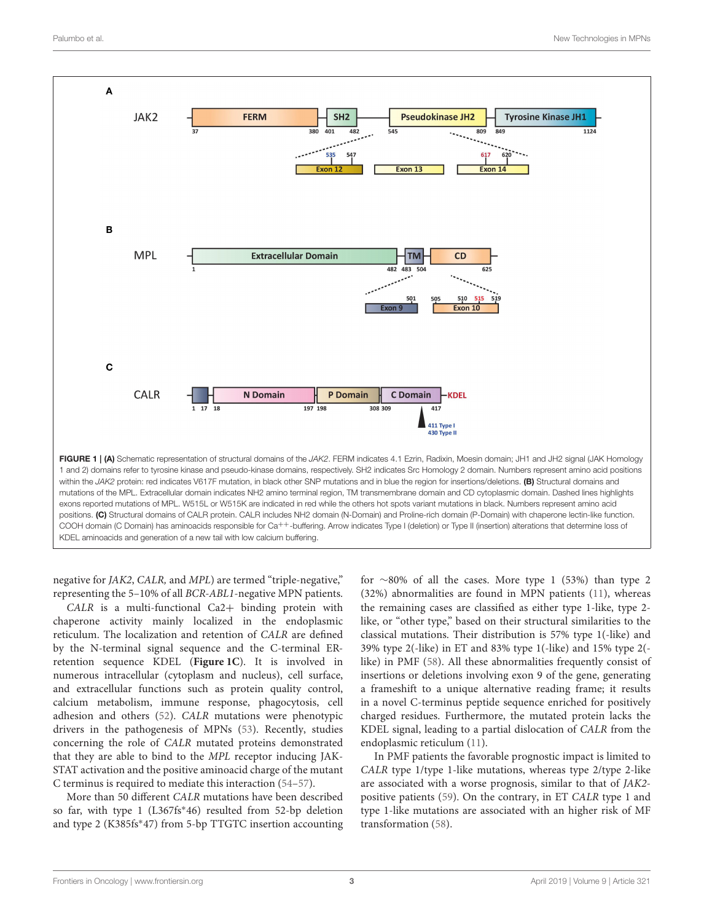FIGURE 1 | (A) Schematic representation of structural domains of the *JAK2*. FERM indicates 4.1 Ezrin, Radixin, Moesin domain; JH1 and JH2 signal (JAK Homology 1 and 2) domains refer to tyrosine kinase and pseudo-kinase domains, respectively. SH2 indicates Src Homology 2 domain. Numbers represent amino acid positions within the *JAK2* protein: red indicates V617F mutation, in black other SNP mutations and in blue the region for insertions/deletions. **(B)** Structural domains and mutations of the MPL. Extracellular domain indicates NH2 amino terminal region, TM transmembrane domain and CD cytoplasmic domain. Dashed lines highlights exons reported mutations of MPL. W515L or W515K are indicated in red while the others hot spots variant mutations in black. Numbers represent amino acid positions. **(C)** Structural domains of CALR protein. CALR includes NH2 domain (N-Domain) and Proline-rich domain (P-Domain) with chaperone lectin-like function. COOH domain (C Domain) has aminoacids responsible for $Ca^{++}$-buffering. Arrow indicates Type I (deletion) or Type II (insertion) alterations that determine loss of KDEL aminoacids and generation of a new tail with low calcium buffering.

negative for *JAK2*, *CALR,* and *MPL*) are termed "triple-negative," representing the 5–10% of all *BCR-ABL1*-negative MPN patients.

*CALR* is a multi-functional Ca2+ binding protein with chaperone activity mainly localized in the endoplasmic reticulum. The localization and retention of *CALR* are defined by the N-terminal signal sequence and the C-terminal ER-retention sequence KDEL (**Figure 1C**). It is involved in numerous intracellular (cytoplasm and nucleus), cell surface, and extracellular functions such as protein quality control, calcium metabolism, immune response, phagocytosis, cell adhesion and others (52). *CALR* mutations were phenotypic drivers in the pathogenesis of MPNs (53). Recently, studies concerning the role of *CALR* mutated proteins demonstrated that they are able to bind to the *MPL* receptor inducing JAK-STAT activation and the positive aminoacid charge of the mutant C terminus is required to mediate this interaction (54–57).

More than 50 different *CALR* mutations have been described so far, with type 1 (L367fs*46) resulted from 52-bp deletion and type 2 (K385fs*47) from 5-bp TTGTC insertion accounting for ~80% of all the cases. More type 1 (53%) than type 2 (32%) abnormalities are found in MPN patients (11), whereas the remaining cases are classified as either type 1-like, type 2-like, or "other type," based on their structural similarities to the classical mutations. Their distribution is 57% type 1(-like) and 39% type 2(-like) in ET and 83% type 1(-like) and 15% type 2(-like) in PMF (58). All these abnormalities frequently consist of insertions or deletions involving exon 9 of the gene, generating a frameshift to a unique alternative reading frame; it results in a novel C-terminus peptide sequence enriched for positively charged residues. Furthermore, the mutated protein lacks the KDEL signal, leading to a partial dislocation of *CALR* from the endoplasmic reticulum (11).

In PMF patients the favorable prognostic impact is limited to *CALR* type 1/type 1-like mutations, whereas type 2/type 2-like are associated with a worse prognosis, similar to that of *JAK2*-positive patients (59). On the contrary, in ET *CALR* type 1 and type 1-like mutations are associated with an higher risk of MF transformation (58).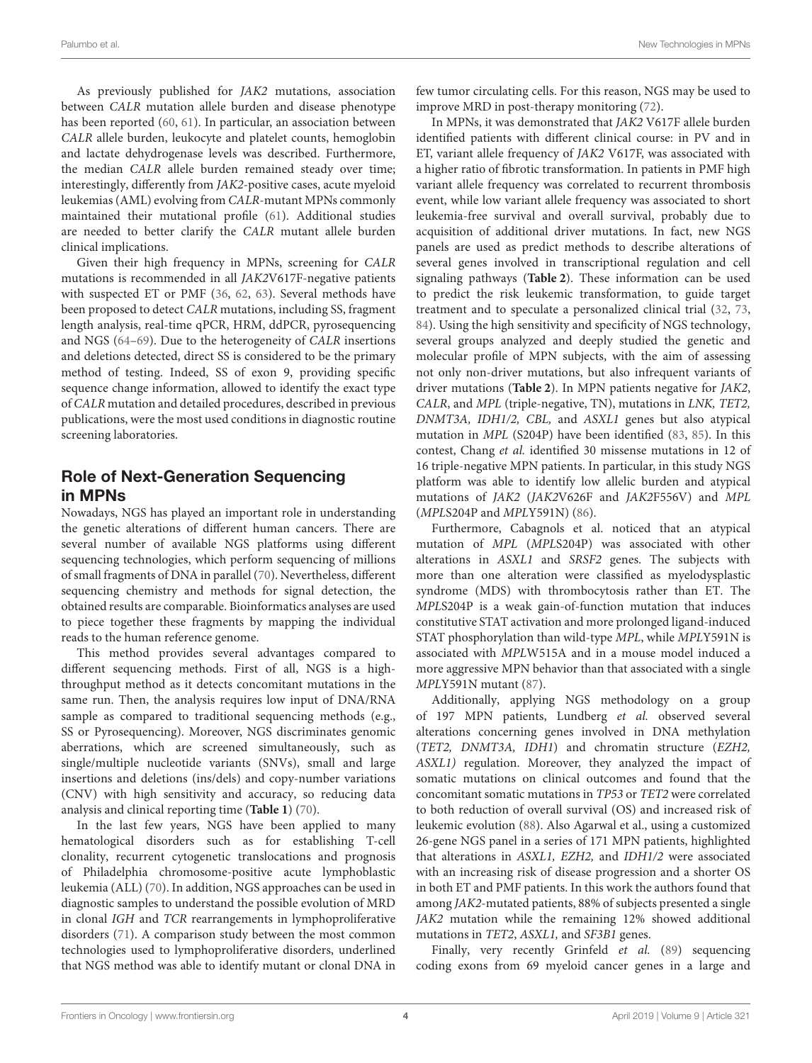As previously published for *JAK2* mutations, association between *CALR* mutation allele burden and disease phenotype has been reported (60, 61). In particular, an association between *CALR* allele burden, leukocyte and platelet counts, hemoglobin and lactate dehydrogenase levels was described. Furthermore, the median *CALR* allele burden remained steady over time; interestingly, differently from *JAK2*-positive cases, acute myeloid leukemias (AML) evolving from *CALR*-mutant MPNs commonly maintained their mutational profile (61). Additional studies are needed to better clarify the *CALR* mutant allele burden clinical implications.

Given their high frequency in MPNs, screening for *CALR* mutations is recommended in all *JAK2*V617F-negative patients with suspected ET or PMF (36, 62, 63). Several methods have been proposed to detect *CALR* mutations, including SS, fragment length analysis, real-time qPCR, HRM, ddPCR, pyrosequencing and NGS (64–69). Due to the heterogeneity of *CALR* insertions and deletions detected, direct SS is considered to be the primary method of testing. Indeed, SS of exon 9, providing specific sequence change information, allowed to identify the exact type of *CALR* mutation and detailed procedures, described in previous publications, were the most used conditions in diagnostic routine screening laboratories.

## Role of Next-Generation Sequencing in MPNs

Nowadays, NGS has played an important role in understanding the genetic alterations of different human cancers. There are several number of available NGS platforms using different sequencing technologies, which perform sequencing of millions of small fragments of DNA in parallel (70). Nevertheless, different sequencing chemistry and methods for signal detection, the obtained results are comparable. Bioinformatics analyses are used to piece together these fragments by mapping the individual reads to the human reference genome.

This method provides several advantages compared to different sequencing methods. First of all, NGS is a high-throughput method as it detects concomitant mutations in the same run. Then, the analysis requires low input of DNA/RNA sample as compared to traditional sequencing methods (e.g., SS or Pyrosequencing). Moreover, NGS discriminates genomic aberrations, which are screened simultaneously, such as single/multiple nucleotide variants (SNVs), small and large insertions and deletions (ins/dels) and copy-number variations (CNV) with high sensitivity and accuracy, so reducing data analysis and clinical reporting time (**Table 1**) (70).

In the last few years, NGS have been applied to many hematological disorders such as for establishing T-cell clonality, recurrent cytogenetic translocations and prognosis of Philadelphia chromosome-positive acute lymphoblastic leukemia (ALL) (70). In addition, NGS approaches can be used in diagnostic samples to understand the possible evolution of MRD in clonal *IGH* and *TCR* rearrangements in lymphoproliferative disorders (71). A comparison study between the most common technologies used to lymphoproliferative disorders, underlined that NGS method was able to identify mutant or clonal DNA in few tumor circulating cells. For this reason, NGS may be used to improve MRD in post-therapy monitoring (72).

In MPNs, it was demonstrated that *JAK2* V617F allele burden identified patients with different clinical course: in PV and in ET, variant allele frequency of *JAK2* V617F, was associated with a higher ratio of fibrotic transformation. In patients in PMF high variant allele frequency was correlated to recurrent thrombosis event, while low variant allele frequency was associated to short leukemia-free survival and overall survival, probably due to acquisition of additional driver mutations. In fact, new NGS panels are used as predict methods to describe alterations of several genes involved in transcriptional regulation and cell signaling pathways (**Table 2**). These information can be used to predict the risk leukemic transformation, to guide target treatment and to speculate a personalized clinical trial (32, 73, 84). Using the high sensitivity and specificity of NGS technology, several groups analyzed and deeply studied the genetic and molecular profile of MPN subjects, with the aim of assessing not only non-driver mutations, but also infrequent variants of driver mutations (**Table 2**). In MPN patients negative for *JAK2*, *CALR*, and *MPL* (triple-negative, TN), mutations in *LNK, TET2, DNMT3A, IDH1/2, CBL,* and *ASXL1* genes but also atypical mutation in *MPL* (S204P) have been identified (83, 85). In this contest, Chang *et al.* identified 30 missense mutations in 12 of 16 triple-negative MPN patients. In particular, in this study NGS platform was able to identify low allelic burden and atypical mutations of *JAK2* (*JAK2*V626F and *JAK2*F556V) and *MPL* (*MPL*S204P and *MPL*Y591N) (86).

Furthermore, Cabagnols et al. noticed that an atypical mutation of *MPL* (*MPL*S204P) was associated with other alterations in *ASXL1* and *SRSF2* genes. The subjects with more than one alteration were classified as myelodysplastic syndrome (MDS) with thrombocytosis rather than ET. The *MPL*S204P is a weak gain-of-function mutation that induces constitutive STAT activation and more prolonged ligand-induced STAT phosphorylation than wild-type *MPL*, while *MPL*Y591N is associated with *MPL*W515A and in a mouse model induced a more aggressive MPN behavior than that associated with a single *MPL*Y591N mutant (87).

Additionally, applying NGS methodology on a group of 197 MPN patients, Lundberg *et al.* observed several alterations concerning genes involved in DNA methylation (*TET2, DNMT3A, IDH1*) and chromatin structure (*EZH2, ASXL1)* regulation. Moreover, they analyzed the impact of somatic mutations on clinical outcomes and found that the concomitant somatic mutations in *TP53* or *TET2* were correlated to both reduction of overall survival (OS) and increased risk of leukemic evolution (88). Also Agarwal et al., using a customized 26-gene NGS panel in a series of 171 MPN patients, highlighted that alterations in *ASXL1, EZH2,* and *IDH1/2* were associated with an increasing risk of disease progression and a shorter OS in both ET and PMF patients. In this work the authors found that among *JAK2*-mutated patients, 88% of subjects presented a single *JAK2* mutation while the remaining 12% showed additional mutations in *TET2, ASXL1,* and *SF3B1* genes.

Finally, very recently Grinfeld *et al.* (89) sequencing coding exons from 69 myeloid cancer genes in a large and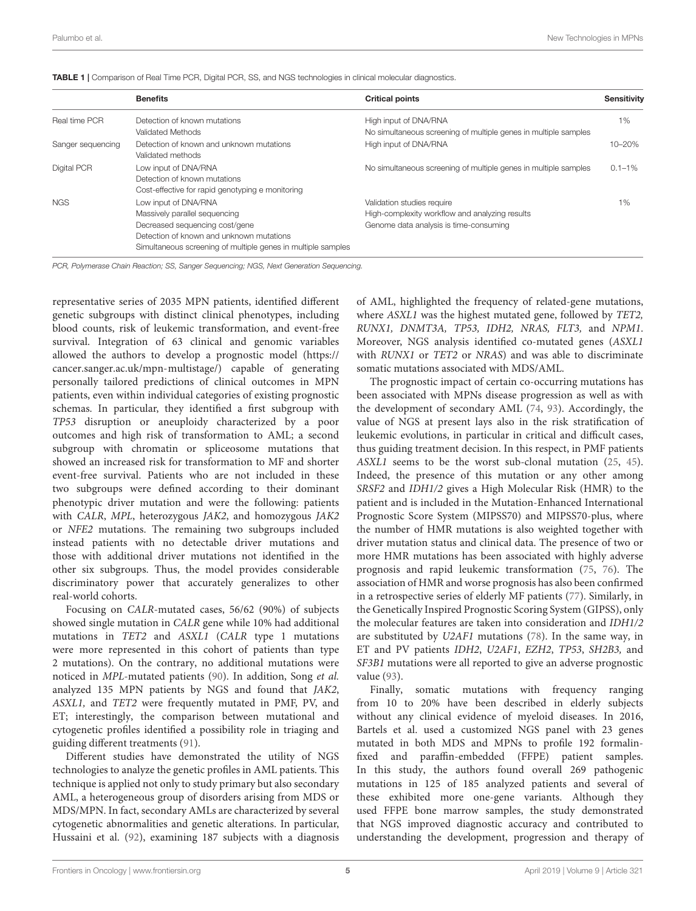**TABLE 1 |** Comparison of Real Time PCR, Digital PCR, SS, and NGS technologies in clinical molecular diagnostics.

| | Benefits | Critical points | Sensitivity |
|---|---|---|---|
| Real time PCR | Detection of known mutations<br>Validated Methods | High input of DNA/RNA<br>No simultaneous screening of multiple genes in multiple samples | 1% |
| Sanger sequencing | Detection of known and unknown mutations<br>Validated methods | High input of DNA/RNA | 10–20% |
| Digital PCR | Low input of DNA/RNA<br>Detection of known mutations<br>Cost-effective for rapid genotyping e monitoring | No simultaneous screening of multiple genes in multiple samples | 0.1–1% |
| NGS | Low input of DNA/RNA<br>Massively parallel sequencing<br>Decreased sequencing cost/gene<br>Detection of known and unknown mutations<br>Simultaneous screening of multiple genes in multiple samples | Validation studies require<br>High-complexity workflow and analyzing results<br>Genome data analysis is time-consuming | 1% |

*PCR, Polymerase Chain Reaction; SS, Sanger Sequencing; NGS, Next Generation Sequencing.*

representative series of 2035 MPN patients, identified different genetic subgroups with distinct clinical phenotypes, including blood counts, risk of leukemic transformation, and event-free survival. Integration of 63 clinical and genomic variables allowed the authors to develop a prognostic model (https://cancer.sanger.ac.uk/mpn-multistage/) capable of generating personally tailored predictions of clinical outcomes in MPN patients, even within individual categories of existing prognostic schemas. In particular, they identified a first subgroup with *TP53* disruption or aneuploidy characterized by a poor outcomes and high risk of transformation to AML; a second subgroup with chromatin or spliceosome mutations that showed an increased risk for transformation to MF and shorter event-free survival. Patients who are not included in these two subgroups were defined according to their dominant phenotypic driver mutation and were the following: patients with *CALR*, *MPL*, heterozygous *JAK2*, and homozygous *JAK2* or *NFE2* mutations. The remaining two subgroups included instead patients with no detectable driver mutations and those with additional driver mutations not identified in the other six subgroups. Thus, the model provides considerable discriminatory power that accurately generalizes to other real-world cohorts.

Focusing on *CALR*-mutated cases, 56/62 (90%) of subjects showed single mutation in *CALR* gene while 10% had additional mutations in *TET2* and *ASXL1* (*CALR* type 1 mutations were more represented in this cohort of patients than type 2 mutations). On the contrary, no additional mutations were noticed in *MPL*-mutated patients (90). In addition, Song *et al.* analyzed 135 MPN patients by NGS and found that *JAK2*, *ASXL1,* and *TET2* were frequently mutated in PMF, PV, and ET; interestingly, the comparison between mutational and cytogenetic profiles identified a possibility role in triaging and guiding different treatments (91).

Different studies have demonstrated the utility of NGS technologies to analyze the genetic profiles in AML patients. This technique is applied not only to study primary but also secondary AML, a heterogeneous group of disorders arising from MDS or MDS/MPN. In fact, secondary AMLs are characterized by several cytogenetic abnormalities and genetic alterations. In particular, Hussaini et al. (92), examining 187 subjects with a diagnosis of AML, highlighted the frequency of related-gene mutations, where *ASXL1* was the highest mutated gene, followed by *TET2, RUNX1, DNMT3A, TP53, IDH2, NRAS, FLT3,* and *NPM1*. Moreover, NGS analysis identified co-mutated genes (*ASXL1* with *RUNX1* or *TET2* or *NRAS*) and was able to discriminate somatic mutations associated with MDS/AML.

The prognostic impact of certain co-occurring mutations has been associated with MPNs disease progression as well as with the development of secondary AML (74, 93). Accordingly, the value of NGS at present lays also in the risk stratification of leukemic evolutions, in particular in critical and difficult cases, thus guiding treatment decision. In this respect, in PMF patients *ASXL1* seems to be the worst sub-clonal mutation (25, 45). Indeed, the presence of this mutation or any other among *SRSF2* and *IDH1/2* gives a High Molecular Risk (HMR) to the patient and is included in the Mutation-Enhanced International Prognostic Score System (MIPSS70) and MIPSS70-plus, where the number of HMR mutations is also weighted together with driver mutation status and clinical data. The presence of two or more HMR mutations has been associated with highly adverse prognosis and rapid leukemic transformation (75, 76). The association of HMR and worse prognosis has also been confirmed in a retrospective series of elderly MF patients (77). Similarly, in the Genetically Inspired Prognostic Scoring System (GIPSS), only the molecular features are taken into consideration and *IDH1/2* are substituted by *U2AF1* mutations (78). In the same way, in ET and PV patients *IDH2*, *U2AF1*, *EZH2*, *TP53*, *SH2B3*, and *SF3B1* mutations were all reported to give an adverse prognostic value (93).

Finally, somatic mutations with frequency ranging from 10 to 20% have been described in elderly subjects without any clinical evidence of myeloid diseases. In 2016, Bartels et al. used a customized NGS panel with 23 genes mutated in both MDS and MPNs to profile 192 formalin-fixed and paraffin-embedded (FFPE) patient samples. In this study, the authors found overall 269 pathogenic mutations in 125 of 185 analyzed patients and several of these exhibited more one-gene variants. Although they used FFPE bone marrow samples, the study demonstrated that NGS improved diagnostic accuracy and contributed to understanding the development, progression and therapy of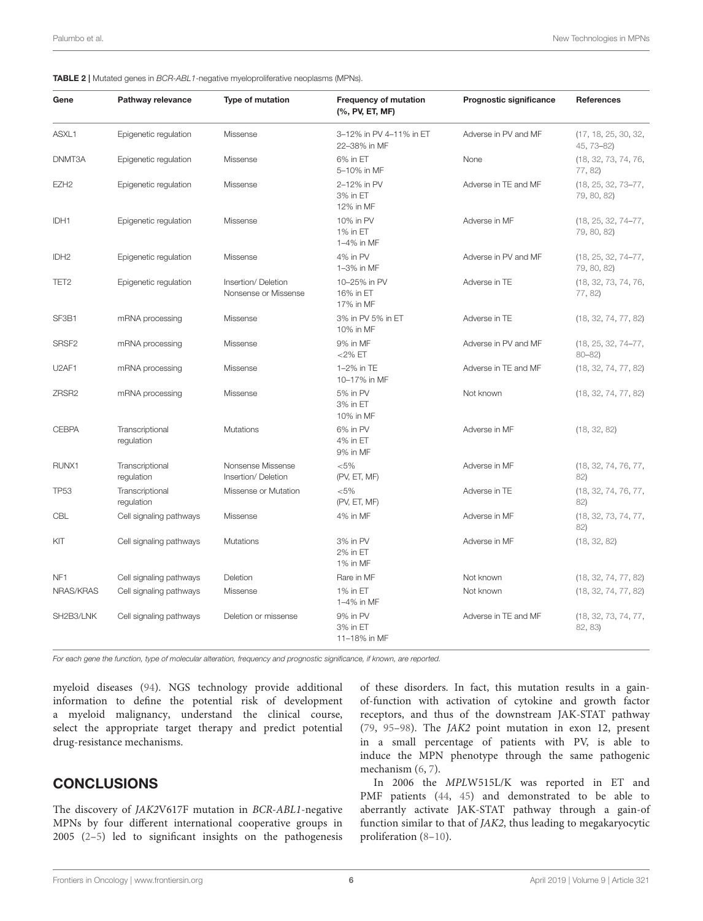**TABLE 2 |** Mutated genes in *BCR-ABL1*-negative myeloproliferative neoplasms (MPNs).

| Gene | Pathway relevance | Type of mutation | Frequency of mutation (%, PV, ET, MF) | Prognostic significance | References |
|---|---|---|---|---|---|
| ASXL1 | Epigenetic regulation | Missense | 3–12% in PV 4–11% in ET 22–38% in MF | Adverse in PV and MF | (17, 18, 25, 30, 32, 45, 73–82) |
| DNMT3A | Epigenetic regulation | Missense | 6% in ET 5–10% in MF | None | (18, 32, 73, 74, 76, 77, 82) |
| EZH2 | Epigenetic regulation | Missense | 2–12% in PV 3% in ET 12% in MF | Adverse in TE and MF | (18, 25, 32, 73–77, 79, 80, 82) |
| IDH1 | Epigenetic regulation | Missense | 10% in PV 1% in ET 1–4% in MF | Adverse in MF | (18, 25, 32, 74–77, 79, 80, 82) |
| IDH2 | Epigenetic regulation | Missense | 4% in PV 1–3% in MF | Adverse in PV and MF | (18, 25, 32, 74–77, 79, 80, 82) |
| TET2 | Epigenetic regulation | Insertion/ Deletion Nonsense or Missense | 10–25% in PV 16% in ET 17% in MF | Adverse in TE | (18, 32, 73, 74, 76, 77, 82) |
| SF3B1 | mRNA processing | Missense | 3% in PV 5% in ET 10% in MF | Adverse in TE | (18, 32, 74, 77, 82) |
| SRSF2 | mRNA processing | Missense | 9% in MF <2% ET | Adverse in PV and MF | (18, 25, 32, 74–77, 80–82) |
| U2AF1 | mRNA processing | Missense | 1–2% in TE 10–17% in MF | Adverse in TE and MF | (18, 32, 74, 77, 82) |
| ZRSR2 | mRNA processing | Missense | 5% in PV 3% in ET 10% in MF | Not known | (18, 32, 74, 77, 82) |
| CEBPA | Transcriptional regulation | Mutations | 6% in PV 4% in ET 9% in MF | Adverse in MF | (18, 32, 82) |
| RUNX1 | Transcriptional regulation | Nonsense Missense Insertion/ Deletion | <5% (PV, ET, MF) | Adverse in MF | (18, 32, 74, 76, 77, 82) |
| TP53 | Transcriptional regulation | Missense or Mutation | <5% (PV, ET, MF) | Adverse in TE | (18, 32, 74, 76, 77, 82) |
| CBL | Cell signaling pathways | Missense | 4% in MF | Adverse in MF | (18, 32, 73, 74, 77, 82) |
| KIT | Cell signaling pathways | Mutations | 3% in PV 2% in ET 1% in MF | Adverse in MF | (18, 32, 82) |
| NF1 | Cell signaling pathways | Deletion | Rare in MF | Not known | (18, 32, 74, 77, 82) |
| NRAS/KRAS | Cell signaling pathways | Missense | 1% in ET 1–4% in MF | Not known | (18, 32, 74, 77, 82) |
| SH2B3/LNK | Cell signaling pathways | Deletion or missense | 9% in PV 3% in ET 11–18% in MF | Adverse in TE and MF | (18, 32, 73, 74, 77, 82, 83) |

*For each gene the function, type of molecular alteration, frequency and prognostic significance, if known, are reported.*

myeloid diseases (94). NGS technology provide additional information to define the potential risk of development a myeloid malignancy, understand the clinical course, select the appropriate target therapy and predict potential drug-resistance mechanisms.

## CONCLUSIONS

The discovery of *JAK2*V617F mutation in *BCR-ABL1*-negative MPNs by four different international cooperative groups in 2005 (2–5) led to significant insights on the pathogenesis of these disorders. In fact, this mutation results in a gain-of-function with activation of cytokine and growth factor receptors, and thus of the downstream JAK-STAT pathway (79, 95–98). The *JAK2* point mutation in exon 12, present in a small percentage of patients with PV, is able to induce the MPN phenotype through the same pathogenic mechanism (6, 7).

In 2006 the *MPL*W515L/K was reported in ET and PMF patients (44, 45) and demonstrated to be able to aberrantly activate JAK-STAT pathway through a gain-of function similar to that of *JAK2*, thus leading to megakaryocytic proliferation (8–10).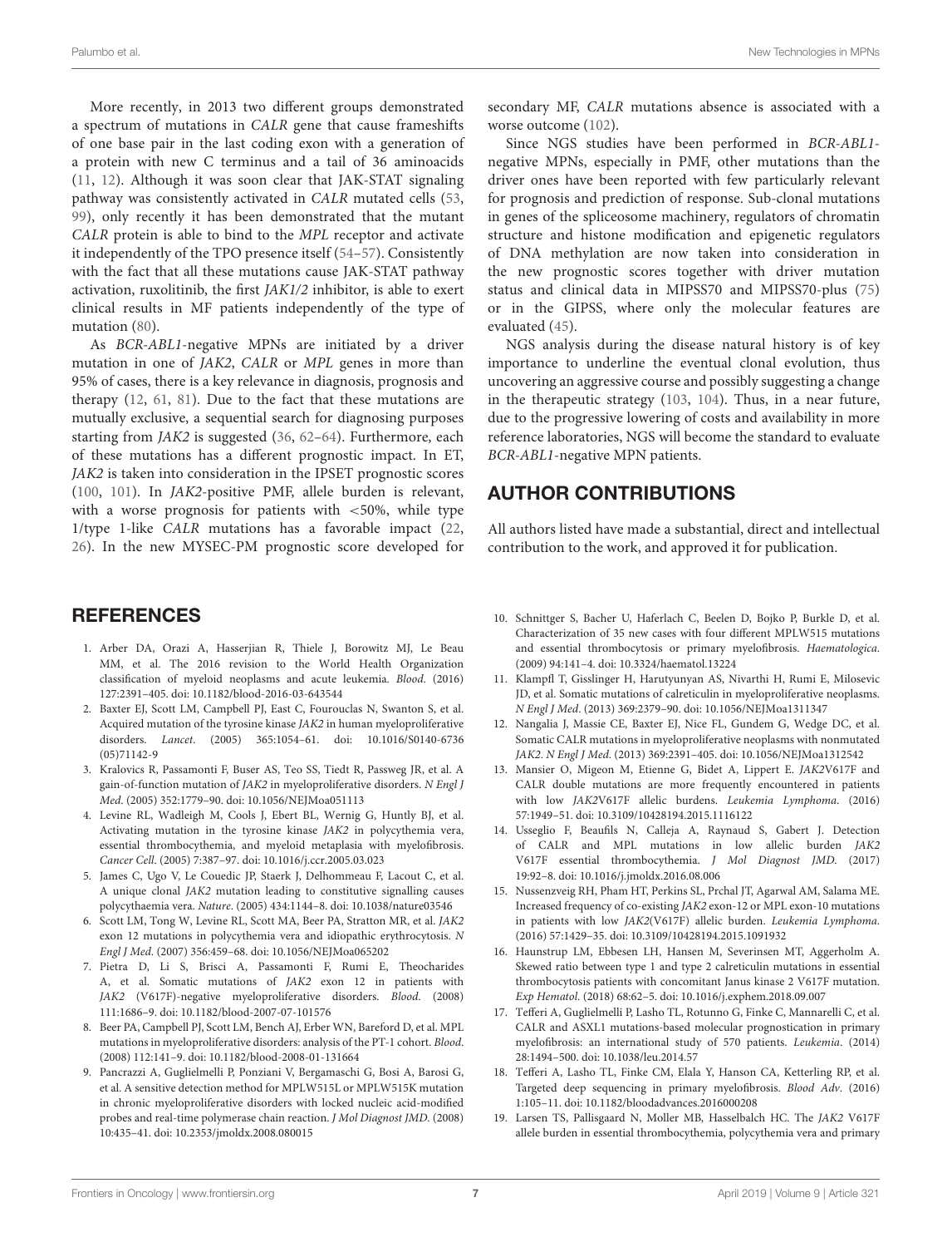More recently, in 2013 two different groups demonstrated a spectrum of mutations in *CALR* gene that cause frameshifts of one base pair in the last coding exon with a generation of a protein with new C terminus and a tail of 36 aminoacids (11, 12). Although it was soon clear that JAK-STAT signaling pathway was consistently activated in *CALR* mutated cells (53, 99), only recently it has been demonstrated that the mutant *CALR* protein is able to bind to the *MPL* receptor and activate it independently of the TPO presence itself (54–57). Consistently with the fact that all these mutations cause JAK-STAT pathway activation, ruxolitinib, the first *JAK1/2* inhibitor, is able to exert clinical results in MF patients independently of the type of mutation (80).

As *BCR-ABL1*-negative MPNs are initiated by a driver mutation in one of *JAK2*, *CALR* or *MPL* genes in more than 95% of cases, there is a key relevance in diagnosis, prognosis and therapy (12, 61, 81). Due to the fact that these mutations are mutually exclusive, a sequential search for diagnosing purposes starting from *JAK2* is suggested (36, 62–64). Furthermore, each of these mutations has a different prognostic impact. In ET, *JAK2* is taken into consideration in the IPSET prognostic scores (100, 101). In *JAK2*-positive PMF, allele burden is relevant, with a worse prognosis for patients with <50%, while type 1/type 1-like *CALR* mutations has a favorable impact (22, 26). In the new MYSEC-PM prognostic score developed for secondary MF, *CALR* mutations absence is associated with a worse outcome (102).

Since NGS studies have been performed in *BCR-ABL1*-negative MPNs, especially in PMF, other mutations than the driver ones have been reported with few particularly relevant for prognosis and prediction of response. Sub-clonal mutations in genes of the spliceosome machinery, regulators of chromatin structure and histone modification and epigenetic regulators of DNA methylation are now taken into consideration in the new prognostic scores together with driver mutation status and clinical data in MIPSS70 and MIPSS70-plus (75) or in the GIPSS, where only the molecular features are evaluated (45).

NGS analysis during the disease natural history is of key importance to underline the eventual clonal evolution, thus uncovering an aggressive course and possibly suggesting a change in the therapeutic strategy (103, 104). Thus, in a near future, due to the progressive lowering of costs and availability in more reference laboratories, NGS will become the standard to evaluate *BCR-ABL1*-negative MPN patients.

## AUTHOR CONTRIBUTIONS

All authors listed have made a substantial, direct and intellectual contribution to the work, and approved it for publication.

## REFERENCES

1. Arber DA, Orazi A, Hasserjian R, Thiele J, Borowitz MJ, Le Beau MM, et al. The 2016 revision to the World Health Organization classification of myeloid neoplasms and acute leukemia. *Blood*. (2016) 127:2391–405. doi: 10.1182/blood-2016-03-643544
2. Baxter EJ, Scott LM, Campbell PJ, East C, Fourouclas N, Swanton S, et al. Acquired mutation of the tyrosine kinase *JAK2* in human myeloproliferative disorders. *Lancet*. (2005) 365:1054–61. doi: 10.1016/S0140-6736(05)71142-9
3. Kralovics R, Passamonti F, Buser AS, Teo SS, Tiedt R, Passweg JR, et al. A gain-of-function mutation of *JAK2* in myeloproliferative disorders. *N Engl J Med*. (2005) 352:1779–90. doi: 10.1056/NEJMoa051113
4. Levine RL, Wadleigh M, Cools J, Ebert BL, Wernig G, Huntly BJ, et al. Activating mutation in the tyrosine kinase *JAK2* in polycythemia vera, essential thrombocythemia, and myeloid metaplasia with myelofibrosis. *Cancer Cell*. (2005) 7:387–97. doi: 10.1016/j.ccr.2005.03.023
5. James C, Ugo V, Le Couedic JP, Staerk J, Delhommeau F, Lacout C, et al. A unique clonal *JAK2* mutation leading to constitutive signalling causes polycythaemia vera. *Nature*. (2005) 434:1144–8. doi: 10.1038/nature03546
6. Scott LM, Tong W, Levine RL, Scott MA, Beer PA, Stratton MR, et al. *JAK2* exon 12 mutations in polycythemia vera and idiopathic erythrocytosis. *N Engl J Med*. (2007) 356:459–68. doi: 10.1056/NEJMoa065202
7. Pietra D, Li S, Brisci A, Passamonti F, Rumi E, Theocharides A, et al. Somatic mutations of *JAK2* exon 12 in patients with *JAK2* (V617F)-negative myeloproliferative disorders. *Blood*. (2008) 111:1686–9. doi: 10.1182/blood-2007-07-101576
8. Beer PA, Campbell PJ, Scott LM, Bench AJ, Erber WN, Bareford D, et al. MPL mutations in myeloproliferative disorders: analysis of the PT-1 cohort. *Blood*. (2008) 112:141–9. doi: 10.1182/blood-2008-01-131664
9. Pancrazzi A, Guglielmelli P, Ponziani V, Bergamaschi G, Bosi A, Barosi G, et al. A sensitive detection method for MPLW515L or MPLW515K mutation in chronic myeloproliferative disorders with locked nucleic acid-modified probes and real-time polymerase chain reaction. *J Mol Diagnost JMD*. (2008) 10:435–41. doi: 10.2353/jmoldx.2008.080015
10. Schnittger S, Bacher U, Haferlach C, Beelen D, Bojko P, Burkle D, et al. Characterization of 35 new cases with four different MPLW515 mutations and essential thrombocytosis or primary myelofibrosis. *Haematologica*. (2009) 94:141–4. doi: 10.3324/haematol.13224
11. Klampfl T, Gisslinger H, Harutyunyan AS, Nivarthi H, Rumi E, Milosevic JD, et al. Somatic mutations of calreticulin in myeloproliferative neoplasms. *N Engl J Med*. (2013) 369:2379–90. doi: 10.1056/NEJMoa1311347
12. Nangalia J, Massie CE, Baxter EJ, Nice FL, Gundem G, Wedge DC, et al. Somatic CALR mutations in myeloproliferative neoplasms with nonmutated *JAK2*. *N Engl J Med*. (2013) 369:2391–405. doi: 10.1056/NEJMoa1312542
13. Mansier O, Migeon M, Etienne G, Bidet A, Lippert E. *JAK2*V617F and CALR double mutations are more frequently encountered in patients with low *JAK2*V617F allelic burdens. *Leukemia Lymphoma*. (2016) 57:1949–51. doi: 10.3109/10428194.2015.1116122
14. Usseglio F, Beaufils N, Calleja A, Raynaud S, Gabert J. Detection of CALR and MPL mutations in low allelic burden *JAK2* V617F essential thrombocythemia. *J Mol Diagnost JMD*. (2017) 19:92–8. doi: 10.1016/j.jmoldx.2016.08.006
15. Nussenzveig RH, Pham HT, Perkins SL, Prchal JT, Agarwal AM, Salama ME. Increased frequency of co-existing *JAK2* exon-12 or MPL exon-10 mutations in patients with low *JAK2*(V617F) allelic burden. *Leukemia Lymphoma*. (2016) 57:1429–35. doi: 10.3109/10428194.2015.1091332
16. Haunstrup LM, Ebbesen LH, Hansen M, Severinsen MT, Aggerholm A. Skewed ratio between type 1 and type 2 calreticulin mutations in essential thrombocytosis patients with concomitant Janus kinase 2 V617F mutation. *Exp Hematol*. (2018) 68:62–5. doi: 10.1016/j.exphem.2018.09.007
17. Tefferi A, Guglielmelli P, Lasho TL, Rotunno G, Finke C, Mannarelli C, et al. CALR and ASXL1 mutations-based molecular prognostication in primary myelofibrosis: an international study of 570 patients. *Leukemia*. (2014) 28:1494–500. doi: 10.1038/leu.2014.57
18. Tefferi A, Lasho TL, Finke CM, Elala Y, Hanson CA, Ketterling RP, et al. Targeted deep sequencing in primary myelofibrosis. *Blood Adv*. (2016) 1:105–11. doi: 10.1182/bloodadvances.2016000208
19. Larsen TS, Pallisgaard N, Moller MB, Hasselbalch HC. The *JAK2* V617F allele burden in essential thrombocythemia, polycythemia vera and primary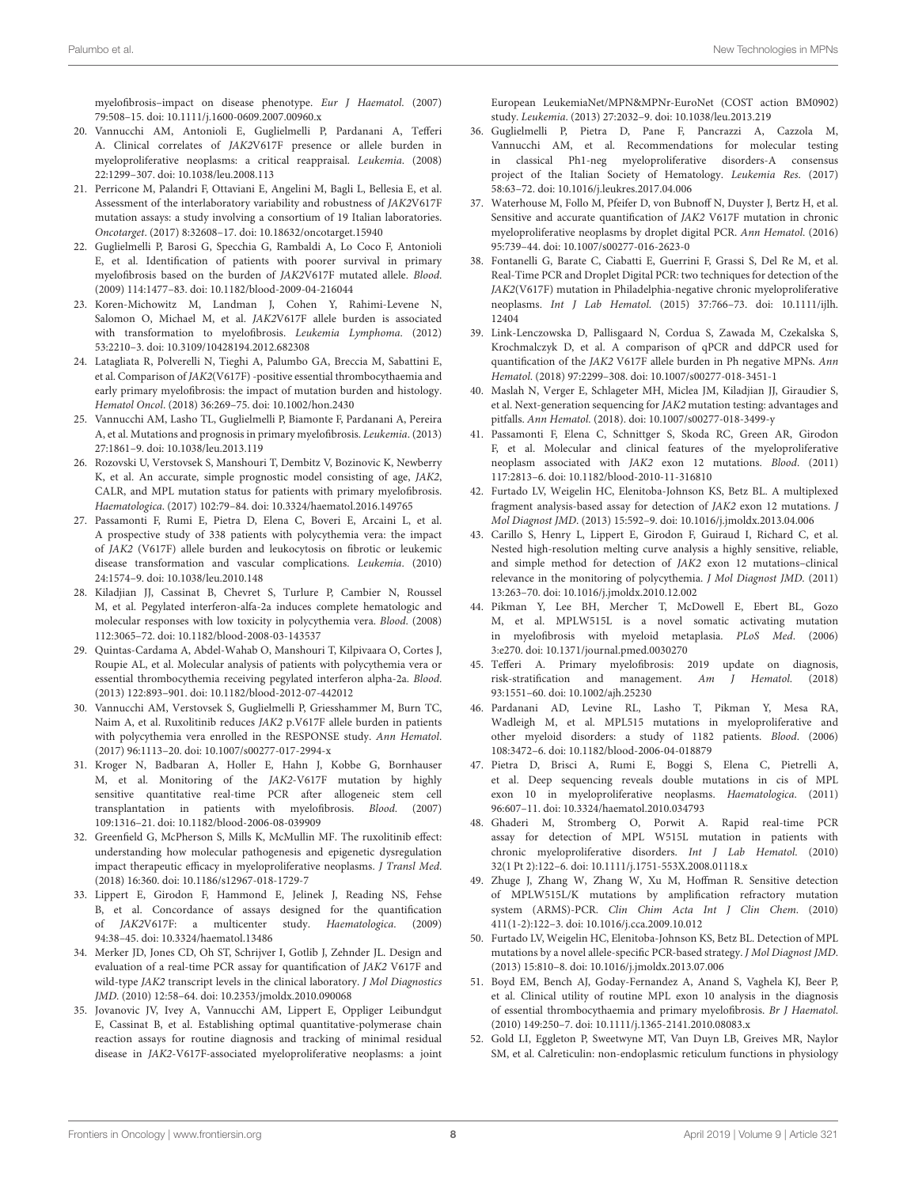myelofibrosis–impact on disease phenotype. *Eur J Haematol*. (2007) 79:508–15. doi: 10.1111/j.1600-0609.2007.00960.x

20. Vannucchi AM, Antonioli E, Guglielmelli P, Pardanani A, Tefferi A. Clinical correlates of *JAK2*V617F presence or allele burden in myeloproliferative neoplasms: a critical reappraisal. *Leukemia*. (2008) 22:1299–307. doi: 10.1038/leu.2008.113
21. Perricone M, Palandri F, Ottaviani E, Angelini M, Bagli L, Bellesia E, et al. Assessment of the interlaboratory variability and robustness of *JAK2*V617F mutation assays: a study involving a consortium of 19 Italian laboratories. *Oncotarget*. (2017) 8:32608–17. doi: 10.18632/oncotarget.15940
22. Guglielmelli P, Barosi G, Specchia G, Rambaldi A, Lo Coco F, Antonioli E, et al. Identification of patients with poorer survival in primary myelofibrosis based on the burden of *JAK2*V617F mutated allele. *Blood*. (2009) 114:1477–83. doi: 10.1182/blood-2009-04-216044
23. Koren-Michowitz M, Landman J, Cohen Y, Rahimi-Levene N, Salomon O, Michael M, et al. *JAK2*V617F allele burden is associated with transformation to myelofibrosis. *Leukemia Lymphoma*. (2012) 53:2210–3. doi: 10.3109/10428194.2012.682308
24. Latagliata R, Polverelli N, Tieghi A, Palumbo GA, Breccia M, Sabattini E, et al. Comparison of *JAK2*(V617F) -positive essential thrombocythaemia and early primary myelofibrosis: the impact of mutation burden and histology. *Hematol Oncol*. (2018) 36:269–75. doi: 10.1002/hon.2430
25. Vannucchi AM, Lasho TL, Guglielmelli P, Biamonte F, Pardanani A, Pereira A, et al. Mutations and prognosis in primary myelofibrosis. *Leukemia*. (2013) 27:1861–9. doi: 10.1038/leu.2013.119
26. Rozovski U, Verstovsek S, Manshouri T, Dembitz V, Bozinovic K, Newberry K, et al. An accurate, simple prognostic model consisting of age, *JAK2*, CALR, and MPL mutation status for patients with primary myelofibrosis. *Haematologica*. (2017) 102:79–84. doi: 10.3324/haematol.2016.149765
27. Passamonti F, Rumi E, Pietra D, Elena C, Boveri E, Arcaini L, et al. A prospective study of 338 patients with polycythemia vera: the impact of *JAK2* (V617F) allele burden and leukocytosis on fibrotic or leukemic disease transformation and vascular complications. *Leukemia*. (2010) 24:1574–9. doi: 10.1038/leu.2010.148
28. Kiladjian JJ, Cassinat B, Chevret S, Turlure P, Cambier N, Roussel M, et al. Pegylated interferon-alfa-2a induces complete hematologic and molecular responses with low toxicity in polycythemia vera. *Blood*. (2008) 112:3065–72. doi: 10.1182/blood-2008-03-143537
29. Quintas-Cardama A, Abdel-Wahab O, Manshouri T, Kilpivaara O, Cortes J, Roupie AL, et al. Molecular analysis of patients with polycythemia vera or essential thrombocythemia receiving pegylated interferon alpha-2a. *Blood*. (2013) 122:893–901. doi: 10.1182/blood-2012-07-442012
30. Vannucchi AM, Verstovsek S, Guglielmelli P, Griesshammer M, Burn TC, Naim A, et al. Ruxolitinib reduces *JAK2* p.V617F allele burden in patients with polycythemia vera enrolled in the RESPONSE study. *Ann Hematol*. (2017) 96:1113–20. doi: 10.1007/s00277-017-2994-x
31. Kroger N, Badbaran A, Holler E, Hahn J, Kobbe G, Bornhauser M, et al. Monitoring of the *JAK2*-V617F mutation by highly sensitive quantitative real-time PCR after allogeneic stem cell transplantation in patients with myelofibrosis. *Blood*. (2007) 109:1316–21. doi: 10.1182/blood-2006-08-039909
32. Greenfield G, McPherson S, Mills K, McMullin MF. The ruxolitinib effect: understanding how molecular pathogenesis and epigenetic dysregulation impact therapeutic efficacy in myeloproliferative neoplasms. *J Transl Med*. (2018) 16:360. doi: 10.1186/s12967-018-1729-7
33. Lippert E, Girodon F, Hammond E, Jelinek J, Reading NS, Fehse B, et al. Concordance of assays designed for the quantification of *JAK2*V617F: a multicenter study. *Haematologica*. (2009) 94:38–45. doi: 10.3324/haematol.13486
34. Merker JD, Jones CD, Oh ST, Schrijver I, Gotlib J, Zehnder JL. Design and evaluation of a real-time PCR assay for quantification of *JAK2* V617F and wild-type *JAK2* transcript levels in the clinical laboratory. *J Mol Diagnostics JMD*. (2010) 12:58–64. doi: 10.2353/jmoldx.2010.090068
35. Jovanovic JV, Ivey A, Vannucchi AM, Lippert E, Oppliger Leibundgut E, Cassinat B, et al. Establishing optimal quantitative-polymerase chain reaction assays for routine diagnosis and tracking of minimal residual disease in *JAK2*-V617F-associated myeloproliferative neoplasms: a joint European LeukemiaNet/MPN&MPNr-EuroNet (COST action BM0902) study. *Leukemia*. (2013) 27:2032–9. doi: 10.1038/leu.2013.219
36. Guglielmelli P, Pietra D, Pane F, Pancrazzi A, Cazzola M, Vannucchi AM, et al. Recommendations for molecular testing in classical Ph1-neg myeloproliferative disorders-A consensus project of the Italian Society of Hematology. *Leukemia Res*. (2017) 58:63–72. doi: 10.1016/j.leukres.2017.04.006
37. Waterhouse M, Follo M, Pfeifer D, von Bubnoff N, Duyster J, Bertz H, et al. Sensitive and accurate quantification of *JAK2* V617F mutation in chronic myeloproliferative neoplasms by droplet digital PCR. *Ann Hematol*. (2016) 95:739–44. doi: 10.1007/s00277-016-2623-0
38. Fontanelli G, Barate C, Ciabatti E, Guerrini F, Grassi S, Del Re M, et al. Real-Time PCR and Droplet Digital PCR: two techniques for detection of the *JAK2*(V617F) mutation in Philadelphia-negative chronic myeloproliferative neoplasms. *Int J Lab Hematol*. (2015) 37:766–73. doi: 10.1111/ijlh.12404
39. Link-Lenczowska D, Pallisgaard N, Cordua S, Zawada M, Czekalska S, Krochmalczyk D, et al. A comparison of qPCR and ddPCR used for quantification of the *JAK2* V617F allele burden in Ph negative MPNs. *Ann Hematol*. (2018) 97:2299–308. doi: 10.1007/s00277-018-3451-1
40. Maslah N, Verger E, Schlageter MH, Miclea JM, Kiladjian JJ, Giraudier S, et al. Next-generation sequencing for *JAK2* mutation testing: advantages and pitfalls. *Ann Hematol*. (2018). doi: 10.1007/s00277-018-3499-y
41. Passamonti F, Elena C, Schnittger S, Skoda RC, Green AR, Girodon F, et al. Molecular and clinical features of the myeloproliferative neoplasm associated with *JAK2* exon 12 mutations. *Blood*. (2011) 117:2813–6. doi: 10.1182/blood-2010-11-316810
42. Furtado LV, Weigelin HC, Elenitoba-Johnson KS, Betz BL. A multiplexed fragment analysis-based assay for detection of *JAK2* exon 12 mutations. *J Mol Diagnost JMD*. (2013) 15:592–9. doi: 10.1016/j.jmoldx.2013.04.006
43. Carillo S, Henry L, Lippert E, Girodon F, Guiraud I, Richard C, et al. Nested high-resolution melting curve analysis a highly sensitive, reliable, and simple method for detection of *JAK2* exon 12 mutations–clinical relevance in the monitoring of polycythemia. *J Mol Diagnost JMD*. (2011) 13:263–70. doi: 10.1016/j.jmoldx.2010.12.002
44. Pikman Y, Lee BH, Mercher T, McDowell E, Ebert BL, Gozo M, et al. MPLW515L is a novel somatic activating mutation in myelofibrosis with myeloid metaplasia. *PLoS Med*. (2006) 3:e270. doi: 10.1371/journal.pmed.0030270
45. Tefferi A. Primary myelofibrosis: 2019 update on diagnosis, risk-stratification and management. *Am J Hematol*. (2018) 93:1551–60. doi: 10.1002/ajh.25230
46. Pardanani AD, Levine RL, Lasho T, Pikman Y, Mesa RA, Wadleigh M, et al. MPL515 mutations in myeloproliferative and other myeloid disorders: a study of 1182 patients. *Blood*. (2006) 108:3472–6. doi: 10.1182/blood-2006-04-018879
47. Pietra D, Brisci A, Rumi E, Boggi S, Elena C, Pietrelli A, et al. Deep sequencing reveals double mutations in cis of MPL exon 10 in myeloproliferative neoplasms. *Haematologica*. (2011) 96:607–11. doi: 10.3324/haematol.2010.034793
48. Ghaderi M, Stromberg O, Porwit A. Rapid real-time PCR assay for detection of MPL W515L mutation in patients with chronic myeloproliferative disorders. *Int J Lab Hematol*. (2010) 32(1 Pt 2):122–6. doi: 10.1111/j.1751-553X.2008.01118.x
49. Zhuge J, Zhang W, Zhang W, Xu M, Hoffman R. Sensitive detection of MPLW515L/K mutations by amplification refractory mutation system (ARMS)-PCR. *Clin Chim Acta Int J Clin Chem*. (2010) 411(1-2):122–3. doi: 10.1016/j.cca.2009.10.012
50. Furtado LV, Weigelin HC, Elenitoba-Johnson KS, Betz BL. Detection of MPL mutations by a novel allele-specific PCR-based strategy. *J Mol Diagnost JMD*. (2013) 15:810–8. doi: 10.1016/j.jmoldx.2013.07.006
51. Boyd EM, Bench AJ, Goday-Fernandez A, Anand S, Vaghela KJ, Beer P, et al. Clinical utility of routine MPL exon 10 analysis in the diagnosis of essential thrombocythaemia and primary myelofibrosis. *Br J Haematol*. (2010) 149:250–7. doi: 10.1111/j.1365-2141.2010.08083.x
52. Gold LI, Eggleton P, Sweetwyne MT, Van Duyn LB, Greives MR, Naylor SM, et al. Calreticulin: non-endoplasmic reticulum functions in physiology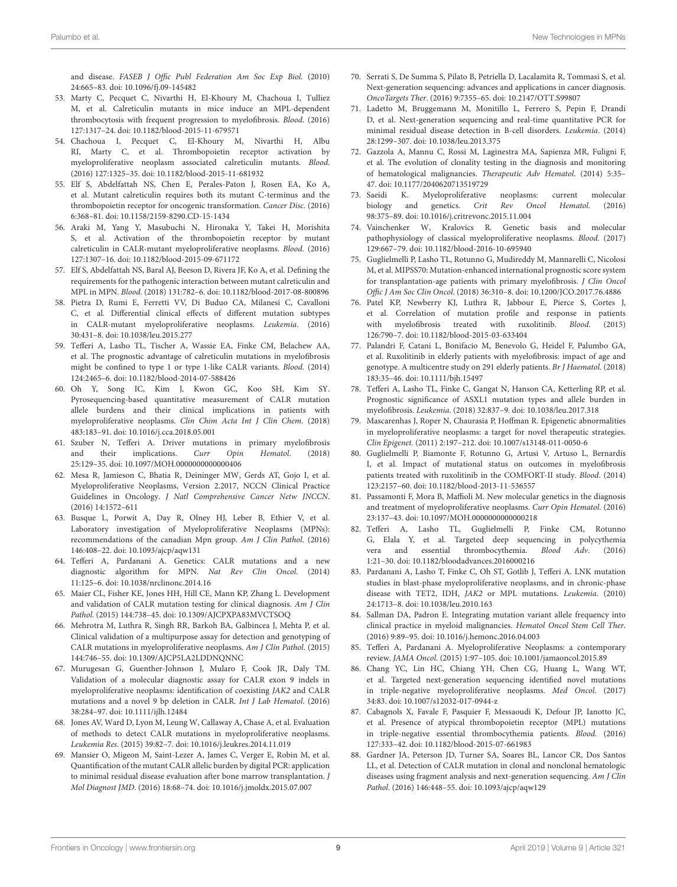and disease. *FASEB J Offic Publ Federation Am Soc Exp Biol*. (2010) 24:665–83. doi: 10.1096/fj.09-145482

53. Marty C, Pecquet C, Nivarthi H, El-Khoury M, Chachoua I, Tulliez M, et al. Calreticulin mutants in mice induce an MPL-dependent thrombocytosis with frequent progression to myelofibrosis. *Blood*. (2016) 127:1317–24. doi: 10.1182/blood-2015-11-679571
54. Chachoua I, Pecquet C, El-Khoury M, Nivarthi H, Albu RI, Marty C, et al. Thrombopoietin receptor activation by myeloproliferative neoplasm associated calreticulin mutants. *Blood*. (2016) 127:1325–35. doi: 10.1182/blood-2015-11-681932
55. Elf S, Abdelfattah NS, Chen E, Perales-Paton J, Rosen EA, Ko A, et al. Mutant calreticulin requires both its mutant C-terminus and the thrombopoietin receptor for oncogenic transformation. *Cancer Disc*. (2016) 6:368–81. doi: 10.1158/2159-8290.CD-15-1434
56. Araki M, Yang Y, Masubuchi N, Hironaka Y, Takei H, Morishita S, et al. Activation of the thrombopoietin receptor by mutant calreticulin in CALR-mutant myeloproliferative neoplasms. *Blood*. (2016) 127:1307–16. doi: 10.1182/blood-2015-09-671172
57. Elf S, Abdelfattah NS, Baral AJ, Beeson D, Rivera JF, Ko A, et al. Defining the requirements for the pathogenic interaction between mutant calreticulin and MPL in MPN. *Blood*. (2018) 131:782–6. doi: 10.1182/blood-2017-08-800896
58. Pietra D, Rumi E, Ferretti VV, Di Buduo CA, Milanesi C, Cavalloni C, et al. Differential clinical effects of different mutation subtypes in CALR-mutant myeloproliferative neoplasms. *Leukemia*. (2016) 30:431–8. doi: 10.1038/leu.2015.277
59. Tefferi A, Lasho TL, Tischer A, Wassie EA, Finke CM, Belachew AA, et al. The prognostic advantage of calreticulin mutations in myelofibrosis might be confined to type 1 or type 1-like CALR variants. *Blood*. (2014) 124:2465–6. doi: 10.1182/blood-2014-07-588426
60. Oh Y, Song IC, Kim J, Kwon GC, Koo SH, Kim SY. Pyrosequencing-based quantitative measurement of CALR mutation allele burdens and their clinical implications in patients with myeloproliferative neoplasms. *Clin Chim Acta Int J Clin Chem*. (2018) 483:183–91. doi: 10.1016/j.cca.2018.05.001
61. Szuber N, Tefferi A. Driver mutations in primary myelofibrosis and their implications. *Curr Opin Hematol*. (2018) 25:129–35. doi: 10.1097/MOH.0000000000000406
62. Mesa R, Jamieson C, Bhatia R, Deininger MW, Gerds AT, Gojo I, et al. Myeloproliferative Neoplasms, Version 2.2017, NCCN Clinical Practice Guidelines in Oncology. *J Natl Comprehensive Cancer Netw JNCCN*. (2016) 14:1572–611
63. Busque L, Porwit A, Day R, Olney HJ, Leber B, Ethier V, et al. Laboratory investigation of Myeloproliferative Neoplasms (MPNs): recommendations of the canadian Mpn group. *Am J Clin Pathol*. (2016) 146:408–22. doi: 10.1093/ajcp/aqw131
64. Tefferi A, Pardanani A. Genetics: CALR mutations and a new diagnostic algorithm for MPN. *Nat Rev Clin Oncol*. (2014) 11:125–6. doi: 10.1038/nrclinonc.2014.16
65. Maier CL, Fisher KE, Jones HH, Hill CE, Mann KP, Zhang L. Development and validation of CALR mutation testing for clinical diagnosis. *Am J Clin Pathol*. (2015) 144:738–45. doi: 10.1309/AJCPXPA83MVCTSOQ
66. Mehrotra M, Luthra R, Singh RR, Barkoh BA, Galbincea J, Mehta P, et al. Clinical validation of a multipurpose assay for detection and genotyping of CALR mutations in myeloproliferative neoplasms. *Am J Clin Pathol*. (2015) 144:746–55. doi: 10.1309/AJCP5LA2LDDNQNNC
67. Murugesan G, Guenther-Johnson J, Mularo F, Cook JR, Daly TM. Validation of a molecular diagnostic assay for CALR exon 9 indels in myeloproliferative neoplasms: identification of coexisting *JAK2* and CALR mutations and a novel 9 bp deletion in CALR. *Int J Lab Hematol*. (2016) 38:284–97. doi: 10.1111/ijlh.12484
68. Jones AV, Ward D, Lyon M, Leung W, Callaway A, Chase A, et al. Evaluation of methods to detect CALR mutations in myeloproliferative neoplasms. *Leukemia Res*. (2015) 39:82–7. doi: 10.1016/j.leukres.2014.11.019
69. Mansier O, Migeon M, Saint-Lezer A, James C, Verger E, Robin M, et al. Quantification of the mutant CALR allelic burden by digital PCR: application to minimal residual disease evaluation after bone marrow transplantation. *J Mol Diagnost JMD*. (2016) 18:68–74. doi: 10.1016/j.jmoldx.2015.07.007
70. Serrati S, De Summa S, Pilato B, Petriella D, Lacalamita R, Tommasi S, et al. Next-generation sequencing: advances and applications in cancer diagnosis. *OncoTargets Ther*. (2016) 9:7355–65. doi: 10.2147/OTT.S99807
71. Ladetto M, Bruggemann M, Monitillo L, Ferrero S, Pepin F, Drandi D, et al. Next-generation sequencing and real-time quantitative PCR for minimal residual disease detection in B-cell disorders. *Leukemia*. (2014) 28:1299–307. doi: 10.1038/leu.2013.375
72. Gazzola A, Mannu C, Rossi M, Laginestra MA, Sapienza MR, Fuligni F, et al. The evolution of clonality testing in the diagnosis and monitoring of hematological malignancies. *Therapeutic Adv Hematol*. (2014) 5:35–47. doi: 10.1177/2040620713519729
73. Saeidi K. Myeloproliferative neoplasms: current molecular biology and genetics. *Crit Rev Oncol Hematol*. (2016) 98:375–89. doi: 10.1016/j.critrevonc.2015.11.004
74. Vainchenker W, Kralovics R. Genetic basis and molecular pathophysiology of classical myeloproliferative neoplasms. *Blood*. (2017) 129:667–79. doi: 10.1182/blood-2016-10-695940
75. Guglielmelli P, Lasho TL, Rotunno G, Mudireddy M, Mannarelli C, Nicolosi M, et al. MIPSS70: Mutation-enhanced international prognostic score system for transplantation-age patients with primary myelofibrosis. *J Clin Oncol Offic J Am Soc Clin Oncol*. (2018) 36:310–8. doi: 10.1200/JCO.2017.76.4886
76. Patel KP, Newberry KJ, Luthra R, Jabbour E, Pierce S, Cortes J, et al. Correlation of mutation profile and response in patients with myelofibrosis treated with ruxolitinib. *Blood*. (2015) 126:790–7. doi: 10.1182/blood-2015-03-633404
77. Palandri F, Catani L, Bonifacio M, Benevolo G, Heidel F, Palumbo GA, et al. Ruxolitinib in elderly patients with myelofibrosis: impact of age and genotype. A multicentre study on 291 elderly patients. *Br J Haematol*. (2018) 183:35–46. doi: 10.1111/bjh.15497
78. Tefferi A, Lasho TL, Finke C, Gangat N, Hanson CA, Ketterling RP, et al. Prognostic significance of ASXL1 mutation types and allele burden in myelofibrosis. *Leukemia*. (2018) 32:837–9. doi: 10.1038/leu.2017.318
79. Mascarenhas J, Roper N, Chaurasia P, Hoffman R. Epigenetic abnormalities in myeloproliferative neoplasms: a target for novel therapeutic strategies. *Clin Epigenet*. (2011) 2:197–212. doi: 10.1007/s13148-011-0050-6
80. Guglielmelli P, Biamonte F, Rotunno G, Artusi V, Artuso L, Bernardis I, et al. Impact of mutational status on outcomes in myelofibrosis patients treated with ruxolitinib in the COMFORT-II study. *Blood*. (2014) 123:2157–60. doi: 10.1182/blood-2013-11-536557
81. Passamonti F, Mora B, Maffioli M. New molecular genetics in the diagnosis and treatment of myeloproliferative neoplasms. *Curr Opin Hematol*. (2016) 23:137–43. doi: 10.1097/MOH.0000000000000218
82. Tefferi A, Lasho TL, Guglielmelli P, Finke CM, Rotunno G, Elala Y, et al. Targeted deep sequencing in polycythemia vera and essential thrombocythemia. *Blood Adv*. (2016) 1:21–30. doi: 10.1182/bloodadvances.2016000216
83. Pardanani A, Lasho T, Finke C, Oh ST, Gotlib J, Tefferi A. LNK mutation studies in blast-phase myeloproliferative neoplasms, and in chronic-phase disease with TET2, IDH, *JAK2* or MPL mutations. *Leukemia*. (2010) 24:1713–8. doi: 10.1038/leu.2010.163
84. Sallman DA, Padron E. Integrating mutation variant allele frequency into clinical practice in myeloid malignancies. *Hematol Oncol Stem Cell Ther*. (2016) 9:89–95. doi: 10.1016/j.hemonc.2016.04.003
85. Tefferi A, Pardanani A. Myeloproliferative Neoplasms: a contemporary review. *JAMA Oncol*. (2015) 1:97–105. doi: 10.1001/jamaoncol.2015.89
86. Chang YC, Lin HC, Chiang YH, Chen CG, Huang L, Wang WT, et al. Targeted next-generation sequencing identified novel mutations in triple-negative myeloproliferative neoplasms. *Med Oncol*. (2017) 34:83. doi: 10.1007/s12032-017-0944-z
87. Cabagnols X, Favale F, Pasquier F, Messaoudi K, Defour JP, Ianotto JC, et al. Presence of atypical thrombopoietin receptor (MPL) mutations in triple-negative essential thrombocythemia patients. *Blood*. (2016) 127:333–42. doi: 10.1182/blood-2015-07-661983
88. Gardner JA, Peterson JD, Turner SA, Soares BL, Lancor CR, Dos Santos LL, et al. Detection of CALR mutation in clonal and nonclonal hematologic diseases using fragment analysis and next-generation sequencing. *Am J Clin Pathol*. (2016) 146:448–55. doi: 10.1093/ajcp/aqw129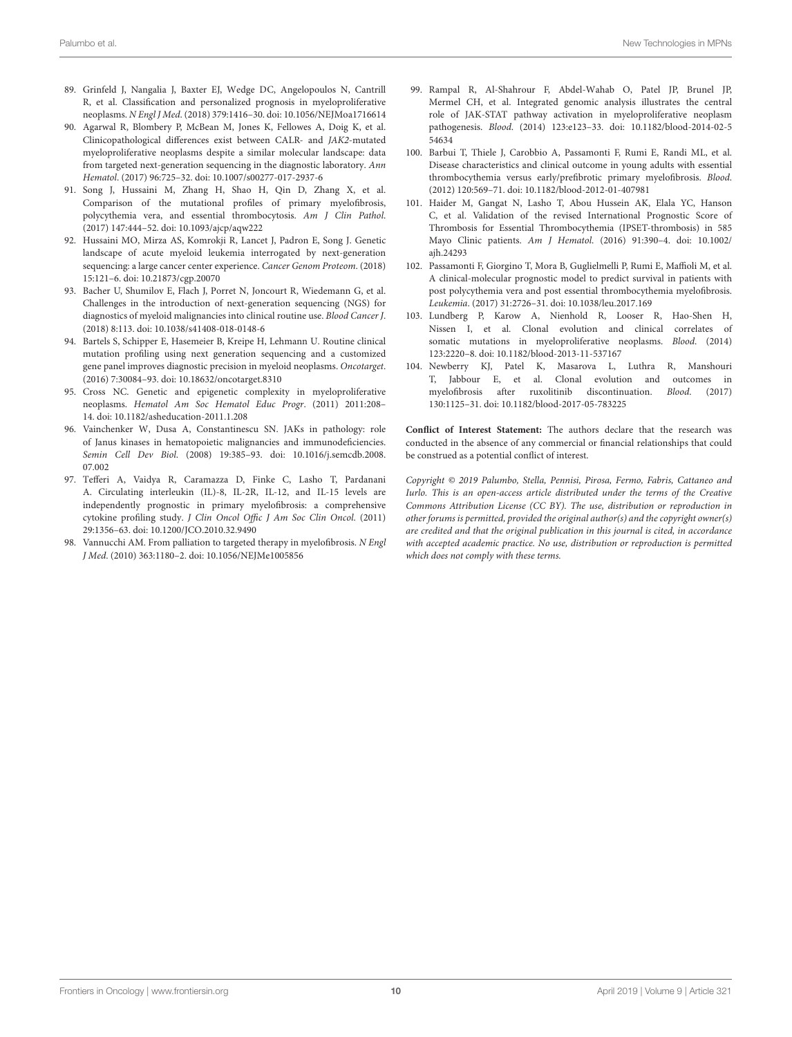89. Grinfeld J, Nangalia J, Baxter EJ, Wedge DC, Angelopoulos N, Cantrill R, et al. Classification and personalized prognosis in myeloproliferative neoplasms. *N Engl J Med*. (2018) 379:1416–30. doi: 10.1056/NEJMoa1716614
90. Agarwal R, Blombery P, McBean M, Jones K, Fellowes A, Doig K, et al. Clinicopathological differences exist between CALR- and *JAK2*-mutated myeloproliferative neoplasms despite a similar molecular landscape: data from targeted next-generation sequencing in the diagnostic laboratory. *Ann Hematol*. (2017) 96:725–32. doi: 10.1007/s00277-017-2937-6
91. Song J, Hussaini M, Zhang H, Shao H, Qin D, Zhang X, et al. Comparison of the mutational profiles of primary myelofibrosis, polycythemia vera, and essential thrombocytosis. *Am J Clin Pathol*. (2017) 147:444–52. doi: 10.1093/ajcp/aqw222
92. Hussaini MO, Mirza AS, Komrokji R, Lancet J, Padron E, Song J. Genetic landscape of acute myeloid leukemia interrogated by next-generation sequencing: a large cancer center experience. *Cancer Genom Proteom*. (2018) 15:121–6. doi: 10.21873/cgp.20070
93. Bacher U, Shumilov E, Flach J, Porret N, Joncourt R, Wiedemann G, et al. Challenges in the introduction of next-generation sequencing (NGS) for diagnostics of myeloid malignancies into clinical routine use. *Blood Cancer J*. (2018) 8:113. doi: 10.1038/s41408-018-0148-6
94. Bartels S, Schipper E, Hasemeier B, Kreipe H, Lehmann U. Routine clinical mutation profiling using next generation sequencing and a customized gene panel improves diagnostic precision in myeloid neoplasms. *Oncotarget*. (2016) 7:30084–93. doi: 10.18632/oncotarget.8310
95. Cross NC. Genetic and epigenetic complexity in myeloproliferative neoplasms. *Hematol Am Soc Hematol Educ Progr*. (2011) 2011:208–14. doi: 10.1182/asheducation-2011.1.208
96. Vainchenker W, Dusa A, Constantinescu SN. JAKs in pathology: role of Janus kinases in hematopoietic malignancies and immunodeficiencies. *Semin Cell Dev Biol*. (2008) 19:385–93. doi: 10.1016/j.semcdb.2008.07.002
97. Tefferi A, Vaidya R, Caramazza D, Finke C, Lasho T, Pardanani A. Circulating interleukin (IL)-8, IL-2R, IL-12, and IL-15 levels are independently prognostic in primary myelofibrosis: a comprehensive cytokine profiling study. *J Clin Oncol Offic J Am Soc Clin Oncol*. (2011) 29:1356–63. doi: 10.1200/JCO.2010.32.9490
98. Vannucchi AM. From palliation to targeted therapy in myelofibrosis. *N Engl J Med*. (2010) 363:1180–2. doi: 10.1056/NEJMe1005856
99. Rampal R, Al-Shahrour F, Abdel-Wahab O, Patel JP, Brunel JP, Mermel CH, et al. Integrated genomic analysis illustrates the central role of JAK-STAT pathway activation in myeloproliferative neoplasm pathogenesis. *Blood*. (2014) 123:e123–33. doi: 10.1182/blood-2014-02-554634
100. Barbui T, Thiele J, Carobbio A, Passamonti F, Rumi E, Randi ML, et al. Disease characteristics and clinical outcome in young adults with essential thrombocythemia versus early/prefibrotic primary myelofibrosis. *Blood*. (2012) 120:569–71. doi: 10.1182/blood-2012-01-407981
101. Haider M, Gangat N, Lasho T, Abou Hussein AK, Elala YC, Hanson C, et al. Validation of the revised International Prognostic Score of Thrombosis for Essential Thrombocythemia (IPSET-thrombosis) in 585 Mayo Clinic patients. *Am J Hematol*. (2016) 91:390–4. doi: 10.1002/ajh.24293
102. Passamonti F, Giorgino T, Mora B, Guglielmelli P, Rumi E, Maffioli M, et al. A clinical-molecular prognostic model to predict survival in patients with post polycythemia vera and post essential thrombocythemia myelofibrosis. *Leukemia*. (2017) 31:2726–31. doi: 10.1038/leu.2017.169
103. Lundberg P, Karow A, Nienhold R, Looser R, Hao-Shen H, Nissen I, et al. Clonal evolution and clinical correlates of somatic mutations in myeloproliferative neoplasms. *Blood*. (2014) 123:2220–8. doi: 10.1182/blood-2013-11-537167
104. Newberry KJ, Patel K, Masarova L, Luthra R, Manshouri T, Jabbour E, et al. Clonal evolution and outcomes in myelofibrosis after ruxolitinib discontinuation. *Blood*. (2017) 130:1125–31. doi: 10.1182/blood-2017-05-783225

**Conflict of Interest Statement:** The authors declare that the research was conducted in the absence of any commercial or financial relationships that could be construed as a potential conflict of interest.

*Copyright © 2019 Palumbo, Stella, Pennisi, Pirosa, Fermo, Fabris, Cattaneo and Iurlo. This is an open-access article distributed under the terms of the Creative Commons Attribution License (CC BY). The use, distribution or reproduction in other forums is permitted, provided the original author(s) and the copyright owner(s) are credited and that the original publication in this journal is cited, in accordance with accepted academic practice. No use, distribution or reproduction is permitted which does not comply with these terms.*